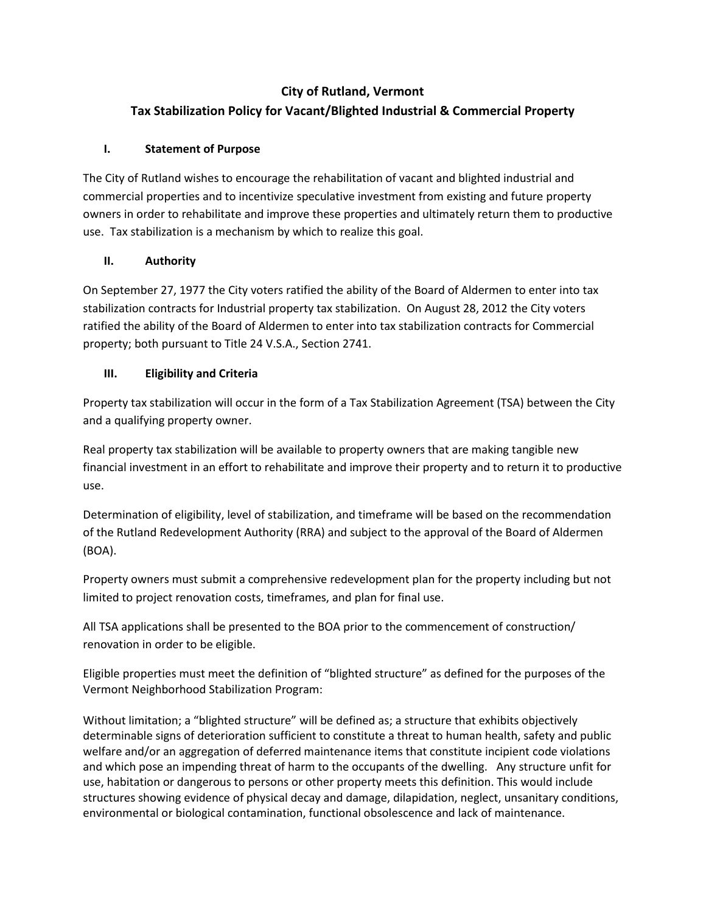# City of Rutland, Vermont
# Tax Stabilization Policy for Vacant/Blighted Industrial & Commercial Property

## I. Statement of Purpose

The City of Rutland wishes to encourage the rehabilitation of vacant and blighted industrial and commercial properties and to incentivize speculative investment from existing and future property owners in order to rehabilitate and improve these properties and ultimately return them to productive use. Tax stabilization is a mechanism by which to realize this goal.

## II. Authority

On September 27, 1977 the City voters ratified the ability of the Board of Aldermen to enter into tax stabilization contracts for Industrial property tax stabilization. On August 28, 2012 the City voters ratified the ability of the Board of Aldermen to enter into tax stabilization contracts for Commercial property; both pursuant to Title 24 V.S.A., Section 2741.

## III. Eligibility and Criteria

Property tax stabilization will occur in the form of a Tax Stabilization Agreement (TSA) between the City and a qualifying property owner.

Real property tax stabilization will be available to property owners that are making tangible new financial investment in an effort to rehabilitate and improve their property and to return it to productive use.

Determination of eligibility, level of stabilization, and timeframe will be based on the recommendation of the Rutland Redevelopment Authority (RRA) and subject to the approval of the Board of Aldermen (BOA).

Property owners must submit a comprehensive redevelopment plan for the property including but not limited to project renovation costs, timeframes, and plan for final use.

All TSA applications shall be presented to the BOA prior to the commencement of construction/ renovation in order to be eligible.

Eligible properties must meet the definition of "blighted structure" as defined for the purposes of the Vermont Neighborhood Stabilization Program:

Without limitation; a "blighted structure" will be defined as; a structure that exhibits objectively determinable signs of deterioration sufficient to constitute a threat to human health, safety and public welfare and/or an aggregation of deferred maintenance items that constitute incipient code violations and which pose an impending threat of harm to the occupants of the dwelling. Any structure unfit for use, habitation or dangerous to persons or other property meets this definition. This would include structures showing evidence of physical decay and damage, dilapidation, neglect, unsanitary conditions, environmental or biological contamination, functional obsolescence and lack of maintenance.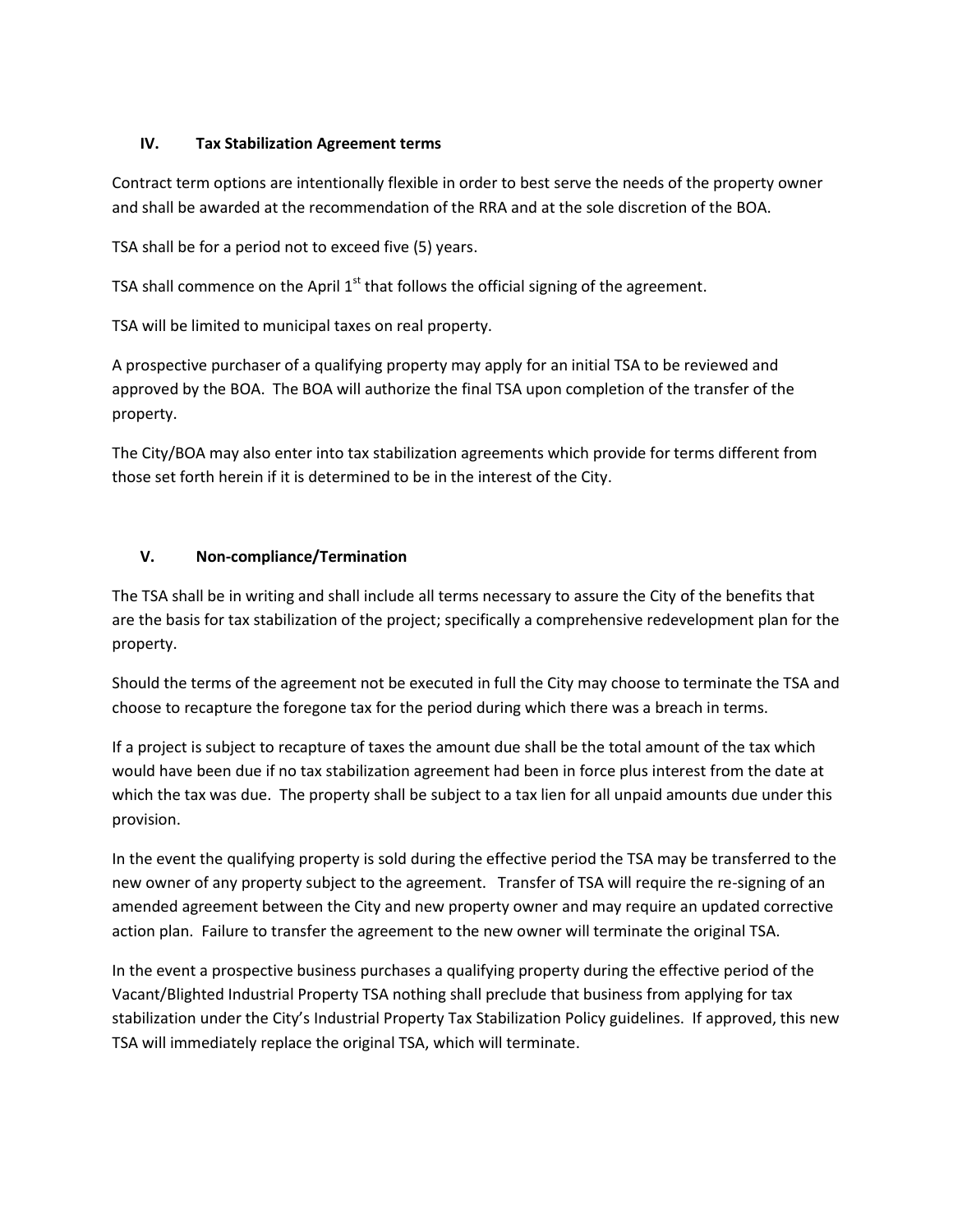## IV. Tax Stabilization Agreement terms

Contract term options are intentionally flexible in order to best serve the needs of the property owner and shall be awarded at the recommendation of the RRA and at the sole discretion of the BOA.

TSA shall be for a period not to exceed five (5) years.

TSA shall commence on the April 1st that follows the official signing of the agreement.

TSA will be limited to municipal taxes on real property.

A prospective purchaser of a qualifying property may apply for an initial TSA to be reviewed and approved by the BOA. The BOA will authorize the final TSA upon completion of the transfer of the property.

The City/BOA may also enter into tax stabilization agreements which provide for terms different from those set forth herein if it is determined to be in the interest of the City.

## V. Non-compliance/Termination

The TSA shall be in writing and shall include all terms necessary to assure the City of the benefits that are the basis for tax stabilization of the project; specifically a comprehensive redevelopment plan for the property.

Should the terms of the agreement not be executed in full the City may choose to terminate the TSA and choose to recapture the foregone tax for the period during which there was a breach in terms.

If a project is subject to recapture of taxes the amount due shall be the total amount of the tax which would have been due if no tax stabilization agreement had been in force plus interest from the date at which the tax was due. The property shall be subject to a tax lien for all unpaid amounts due under this provision.

In the event the qualifying property is sold during the effective period the TSA may be transferred to the new owner of any property subject to the agreement. Transfer of TSA will require the re-signing of an amended agreement between the City and new property owner and may require an updated corrective action plan. Failure to transfer the agreement to the new owner will terminate the original TSA.

In the event a prospective business purchases a qualifying property during the effective period of the Vacant/Blighted Industrial Property TSA nothing shall preclude that business from applying for tax stabilization under the City's Industrial Property Tax Stabilization Policy guidelines. If approved, this new TSA will immediately replace the original TSA, which will terminate.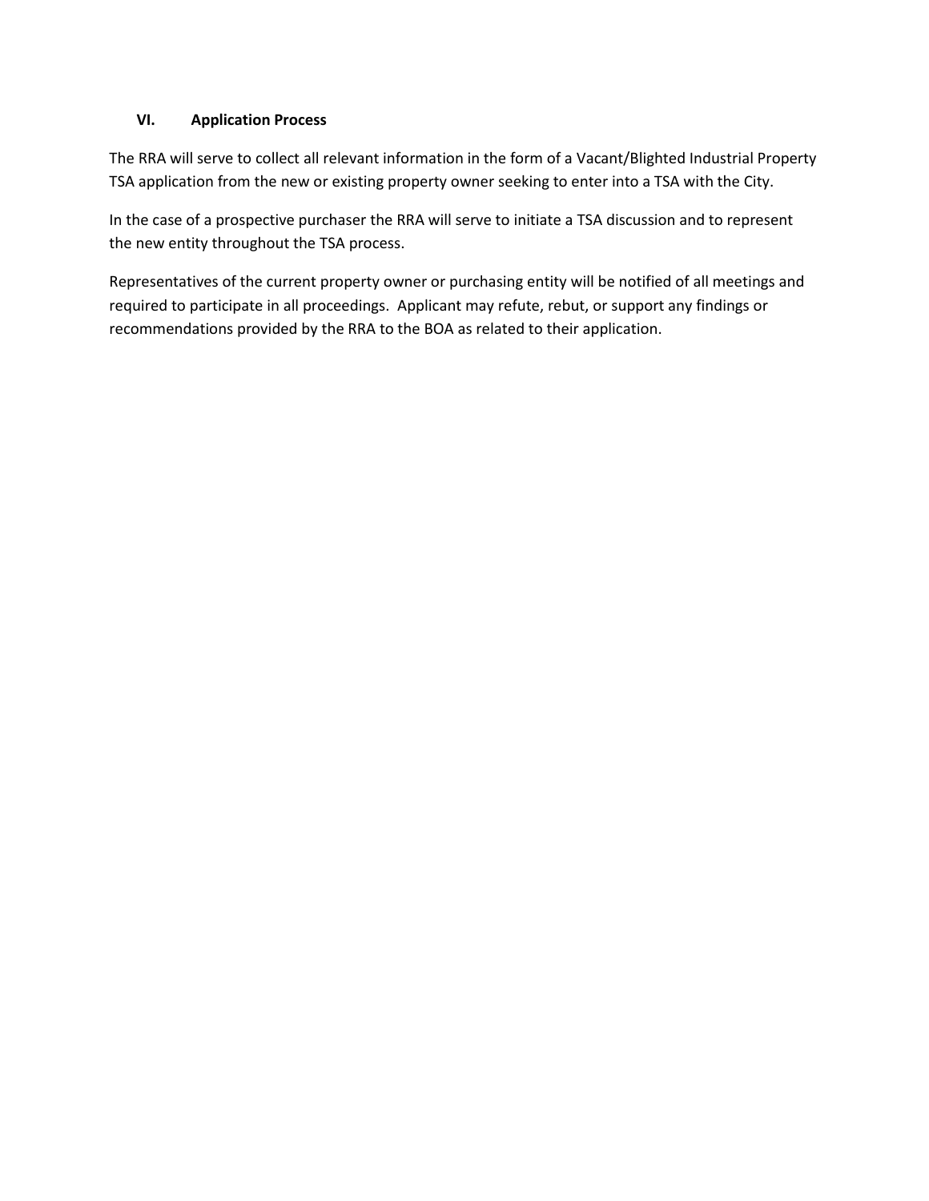## VI. Application Process

The RRA will serve to collect all relevant information in the form of a Vacant/Blighted Industrial Property TSA application from the new or existing property owner seeking to enter into a TSA with the City.

In the case of a prospective purchaser the RRA will serve to initiate a TSA discussion and to represent the new entity throughout the TSA process.

Representatives of the current property owner or purchasing entity will be notified of all meetings and required to participate in all proceedings. Applicant may refute, rebut, or support any findings or recommendations provided by the RRA to the BOA as related to their application.